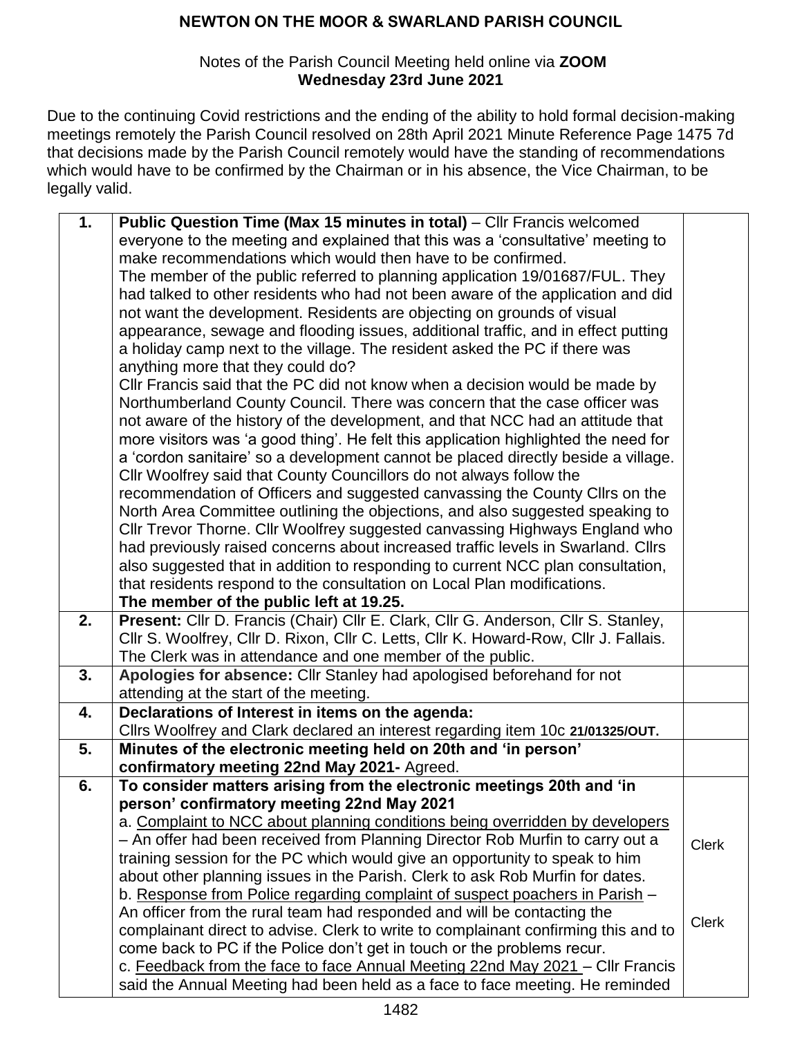# NEWTON ON THE MOOR & SWARLAND PARISH COUNCIL

Notes of the Parish Council Meeting held online via **ZOOM**
**Wednesday 23rd June 2021**

Due to the continuing Covid restrictions and the ending of the ability to hold formal decision-making meetings remotely the Parish Council resolved on 28th April 2021 Minute Reference Page 1475 7d that decisions made by the Parish Council remotely would have the standing of recommendations which would have to be confirmed by the Chairman or in his absence, the Vice Chairman, to be legally valid.

| | | |
|---|---|---|
| **1.** | **Public Question Time (Max 15 minutes in total)** – Cllr Francis welcomed everyone to the meeting and explained that this was a 'consultative' meeting to make recommendations which would then have to be confirmed.<br>The member of the public referred to planning application 19/01687/FUL. They had talked to other residents who had not been aware of the application and did not want the development. Residents are objecting on grounds of visual appearance, sewage and flooding issues, additional traffic, and in effect putting a holiday camp next to the village. The resident asked the PC if there was anything more that they could do?<br>Cllr Francis said that the PC did not know when a decision would be made by Northumberland County Council. There was concern that the case officer was not aware of the history of the development, and that NCC had an attitude that more visitors was 'a good thing'. He felt this application highlighted the need for a 'cordon sanitaire' so a development cannot be placed directly beside a village.<br>Cllr Woolfrey said that County Councillors do not always follow the recommendation of Officers and suggested canvassing the County Cllrs on the North Area Committee outlining the objections, and also suggested speaking to Cllr Trevor Thorne. Cllr Woolfrey suggested canvassing Highways England who had previously raised concerns about increased traffic levels in Swarland. Cllrs also suggested that in addition to responding to current NCC plan consultation, that residents respond to the consultation on Local Plan modifications.<br>**The member of the public left at 19.25.** | |
| **2.** | **Present:** Cllr D. Francis (Chair) Cllr E. Clark, Cllr G. Anderson, Cllr S. Stanley, Cllr S. Woolfrey, Cllr D. Rixon, Cllr C. Letts, Cllr K. Howard-Row, Cllr J. Fallais.<br>The Clerk was in attendance and one member of the public. | |
| **3.** | **Apologies for absence:** Cllr Stanley had apologised beforehand for not attending at the start of the meeting. | |
| **4.** | **Declarations of Interest in items on the agenda:**<br>Cllrs Woolfrey and Clark declared an interest regarding item 10c **21/01325/OUT.** | |
| **5.** | **Minutes of the electronic meeting held on 20th and 'in person' confirmatory meeting 22nd May 2021-** Agreed. | |
| **6.** | **To consider matters arising from the electronic meetings 20th and 'in person' confirmatory meeting 22nd May 2021**<br>a. Complaint to NCC about planning conditions being overridden by developers – An offer had been received from Planning Director Rob Murfin to carry out a training session for the PC which would give an opportunity to speak to him about other planning issues in the Parish. Clerk to ask Rob Murfin for dates.<br>b. Response from Police regarding complaint of suspect poachers in Parish – An officer from the rural team had responded and will be contacting the complainant direct to advise. Clerk to write to complainant confirming this and to come back to PC if the Police don't get in touch or the problems recur.<br>c. Feedback from the face to face Annual Meeting 22nd May 2021 – Cllr Francis said the Annual Meeting had been held as a face to face meeting. He reminded | Clerk<br><br>Clerk |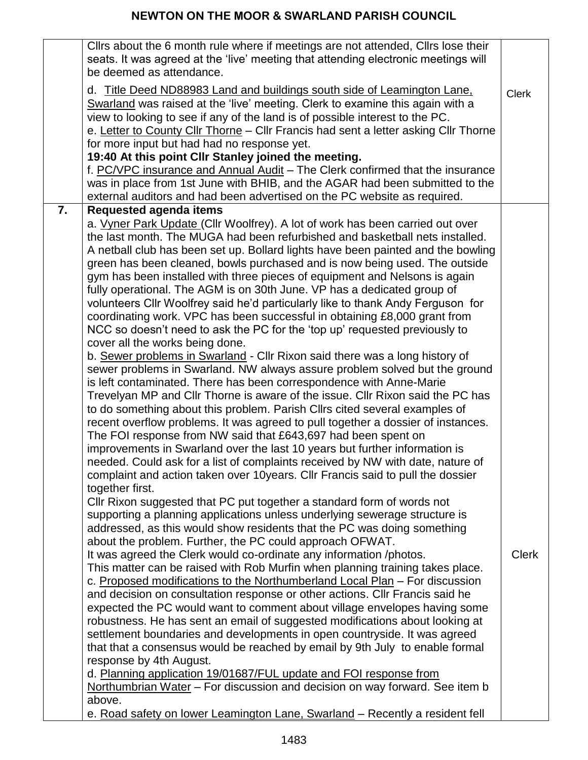| | | |
|---|---|---|
| | Cllrs about the 6 month rule where if meetings are not attended, Cllrs lose their seats. It was agreed at the 'live' meeting that attending electronic meetings will be deemed as attendance.<br><br>d. Title Deed ND88983 Land and buildings south side of Leamington Lane, Swarland was raised at the 'live' meeting. Clerk to examine this again with a view to looking to see if any of the land is of possible interest to the PC.<br>e. Letter to County Cllr Thorne – Cllr Francis had sent a letter asking Cllr Thorne for more input but had had no response yet.<br>**19:40 At this point Cllr Stanley joined the meeting.**<br>f. PC/VPC insurance and Annual Audit – The Clerk confirmed that the insurance was in place from 1st June with BHIB, and the AGAR had been submitted to the external auditors and had been advertised on the PC website as required. | Clerk |
| **7.** | **Requested agenda items**<br>a. Vyner Park Update (Cllr Woolfrey). A lot of work has been carried out over the last month. The MUGA had been refurbished and basketball nets installed. A netball club has been set up. Bollard lights have been painted and the bowling green has been cleaned, bowls purchased and is now being used. The outside gym has been installed with three pieces of equipment and Nelsons is again fully operational. The AGM is on 30th June. VP has a dedicated group of volunteers Cllr Woolfrey said he'd particularly like to thank Andy Ferguson for coordinating work. VPC has been successful in obtaining £8,000 grant from NCC so doesn't need to ask the PC for the 'top up' requested previously to cover all the works being done.<br>b. Sewer problems in Swarland - Cllr Rixon said there was a long history of sewer problems in Swarland. NW always assure problem solved but the ground is left contaminated. There has been correspondence with Anne-Marie Trevelyan MP and Cllr Thorne is aware of the issue. Cllr Rixon said the PC has to do something about this problem. Parish Cllrs cited several examples of recent overflow problems. It was agreed to pull together a dossier of instances. The FOI response from NW said that £643,697 had been spent on improvements in Swarland over the last 10 years but further information is needed. Could ask for a list of complaints received by NW with date, nature of complaint and action taken over 10years. Cllr Francis said to pull the dossier together first.<br>Cllr Rixon suggested that PC put together a standard form of words not supporting a planning applications unless underlying sewerage structure is addressed, as this would show residents that the PC was doing something about the problem. Further, the PC could approach OFWAT.<br>It was agreed the Clerk would co-ordinate any information /photos.<br>This matter can be raised with Rob Murfin when planning training takes place.<br>c. Proposed modifications to the Northumberland Local Plan – For discussion and decision on consultation response or other actions. Cllr Francis said he expected the PC would want to comment about village envelopes having some robustness. He has sent an email of suggested modifications about looking at settlement boundaries and developments in open countryside. It was agreed that that a consensus would be reached by email by 9th July to enable formal response by 4th August.<br>d. Planning application 19/01687/FUL update and FOI response from Northumbrian Water – For discussion and decision on way forward. See item b above.<br>e. Road safety on lower Leamington Lane, Swarland – Recently a resident fell | Clerk |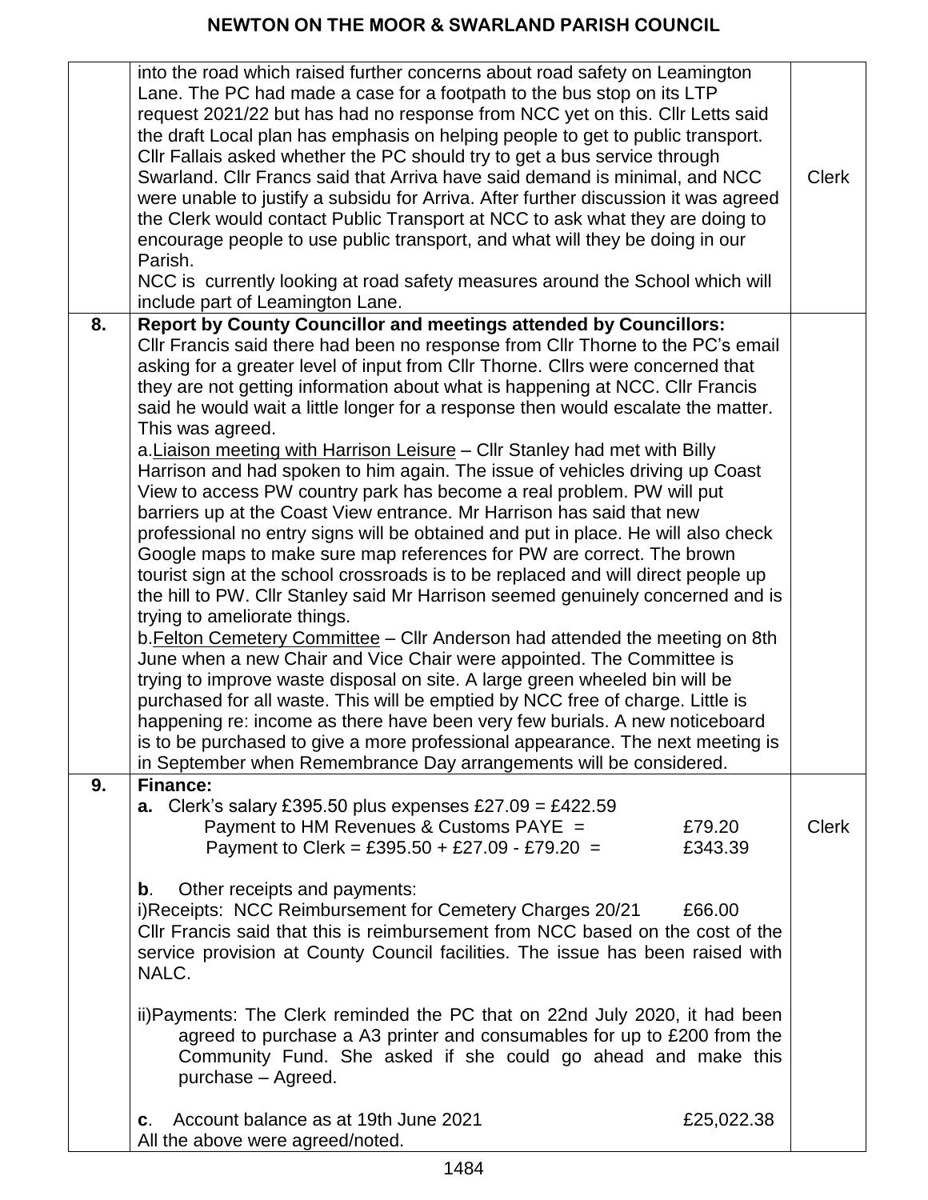|  |  |  |
|---|---|---|
|  | into the road which raised further concerns about road safety on Leamington Lane. The PC had made a case for a footpath to the bus stop on its LTP request 2021/22 but has had no response from NCC yet on this. Cllr Letts said the draft Local plan has emphasis on helping people to get to public transport. Cllr Fallais asked whether the PC should try to get a bus service through Swarland. Cllr Francs said that Arriva have said demand is minimal, and NCC were unable to justify a subsidu for Arriva. After further discussion it was agreed the Clerk would contact Public Transport at NCC to ask what they are doing to encourage people to use public transport, and what will they be doing in our Parish.<br>NCC is currently looking at road safety measures around the School which will include part of Leamington Lane. | Clerk |
| **8.** | **Report by County Councillor and meetings attended by Councillors:**<br>Cllr Francis said there had been no response from Cllr Thorne to the PC's email asking for a greater level of input from Cllr Thorne. Cllrs were concerned that they are not getting information about what is happening at NCC. Cllr Francis said he would wait a little longer for a response then would escalate the matter. This was agreed.<br>a.Liaison meeting with Harrison Leisure – Cllr Stanley had met with Billy Harrison and had spoken to him again. The issue of vehicles driving up Coast View to access PW country park has become a real problem. PW will put barriers up at the Coast View entrance. Mr Harrison has said that new professional no entry signs will be obtained and put in place. He will also check Google maps to make sure map references for PW are correct. The brown tourist sign at the school crossroads is to be replaced and will direct people up the hill to PW. Cllr Stanley said Mr Harrison seemed genuinely concerned and is trying to ameliorate things.<br>b.Felton Cemetery Committee – Cllr Anderson had attended the meeting on 8th June when a new Chair and Vice Chair were appointed. The Committee is trying to improve waste disposal on site. A large green wheeled bin will be purchased for all waste. This will be emptied by NCC free of charge. Little is happening re: income as there have been very few burials. A new noticeboard is to be purchased to give a more professional appearance. The next meeting is in September when Remembrance Day arrangements will be considered. |  |
| **9.** | **Finance:**<br>**a.** Clerk's salary £395.50 plus expenses £27.09 = £422.59<br>Payment to HM Revenues & Customs PAYE = £79.20<br>Payment to Clerk = £395.50 + £27.09 - £79.20 = £343.39<br><br>**b**. Other receipts and payments:<br>i)Receipts: NCC Reimbursement for Cemetery Charges 20/21 £66.00<br>Cllr Francis said that this is reimbursement from NCC based on the cost of the service provision at County Council facilities. The issue has been raised with NALC.<br><br>ii)Payments: The Clerk reminded the PC that on 22nd July 2020, it had been agreed to purchase a A3 printer and consumables for up to £200 from the Community Fund. She asked if she could go ahead and make this purchase – Agreed.<br><br>**c**. Account balance as at 19th June 2021 £25,022.38<br>All the above were agreed/noted. | Clerk |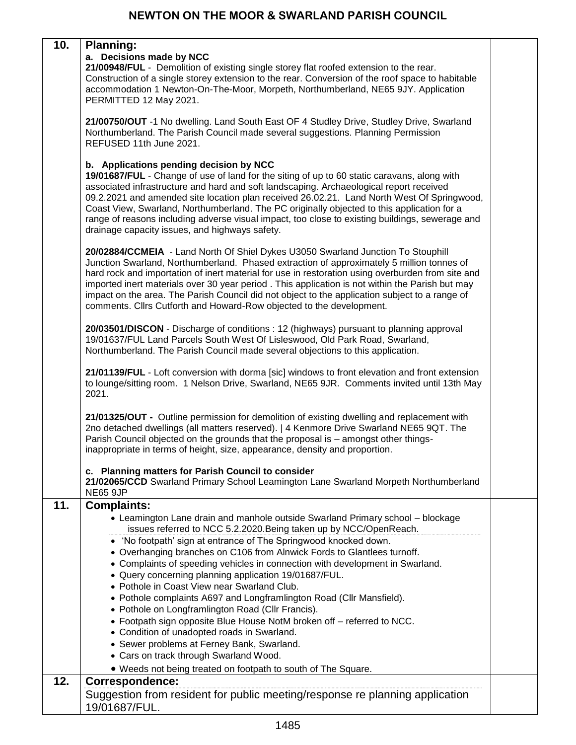| 10. | **Planning:**<br>**a. Decisions made by NCC**<br>**21/00948/FUL** - Demolition of existing single storey flat roofed extension to the rear. Construction of a single storey extension to the rear. Conversion of the roof space to habitable accommodation 1 Newton-On-The-Moor, Morpeth, Northumberland, NE65 9JY. Application PERMITTED 12 May 2021.<br><br>**21/00750/OUT** -1 No dwelling. Land South East OF 4 Studley Drive, Studley Drive, Swarland Northumberland. The Parish Council made several suggestions. Planning Permission REFUSED 11th June 2021.<br><br>**b. Applications pending decision by NCC**<br>**19/01687/FUL** - Change of use of land for the siting of up to 60 static caravans, along with associated infrastructure and hard and soft landscaping. Archaeological report received 09.2.2021 and amended site location plan received 26.02.21. Land North West Of Springwood, Coast View, Swarland, Northumberland. The PC originally objected to this application for a range of reasons including adverse visual impact, too close to existing buildings, sewerage and drainage capacity issues, and highways safety.<br><br>**20/02884/CCMEIA** - Land North Of Shiel Dykes U3050 Swarland Junction To Stouphill Junction Swarland, Northumberland. Phased extraction of approximately 5 million tonnes of hard rock and importation of inert material for use in restoration using overburden from site and imported inert materials over 30 year period . This application is not within the Parish but may impact on the area. The Parish Council did not object to the application subject to a range of comments. Cllrs Cutforth and Howard-Row objected to the development.<br><br>**20/03501/DISCON** - Discharge of conditions : 12 (highways) pursuant to planning approval 19/01637/FUL Land Parcels South West Of Lisleswood, Old Park Road, Swarland, Northumberland. The Parish Council made several objections to this application.<br><br>**21/01139/FUL** - Loft conversion with dorma [sic] windows to front elevation and front extension to lounge/sitting room. 1 Nelson Drive, Swarland, NE65 9JR. Comments invited until 13th May 2021.<br><br>**21/01325/OUT -** Outline permission for demolition of existing dwelling and replacement with 2no detached dwellings (all matters reserved). \| 4 Kenmore Drive Swarland NE65 9QT. The Parish Council objected on the grounds that the proposal is – amongst other things- inappropriate in terms of height, size, appearance, density and proportion.<br><br>**c. Planning matters for Parish Council to consider**<br>**21/02065/CCD** Swarland Primary School Leamington Lane Swarland Morpeth Northumberland NE65 9JP | |
|---|---|---|
| 11. | **Complaints:**<br>• Leamington Lane drain and manhole outside Swarland Primary school – blockage issues referred to NCC 5.2.2020.Being taken up by NCC/OpenReach.<br>• 'No footpath' sign at entrance of The Springwood knocked down.<br>• Overhanging branches on C106 from Alnwick Fords to Glantlees turnoff.<br>• Complaints of speeding vehicles in connection with development in Swarland.<br>• Query concerning planning application 19/01687/FUL.<br>• Pothole in Coast View near Swarland Club.<br>• Pothole complaints A697 and Longframlington Road (Cllr Mansfield).<br>• Pothole on Longframlington Road (Cllr Francis).<br>• Footpath sign opposite Blue House NotM broken off – referred to NCC.<br>• Condition of unadopted roads in Swarland.<br>• Sewer problems at Ferney Bank, Swarland.<br>• Cars on track through Swarland Wood.<br>• Weeds not being treated on footpath to south of The Square. | |
| 12. | **Correspondence:**<br>Suggestion from resident for public meeting/response re planning application 19/01687/FUL. | |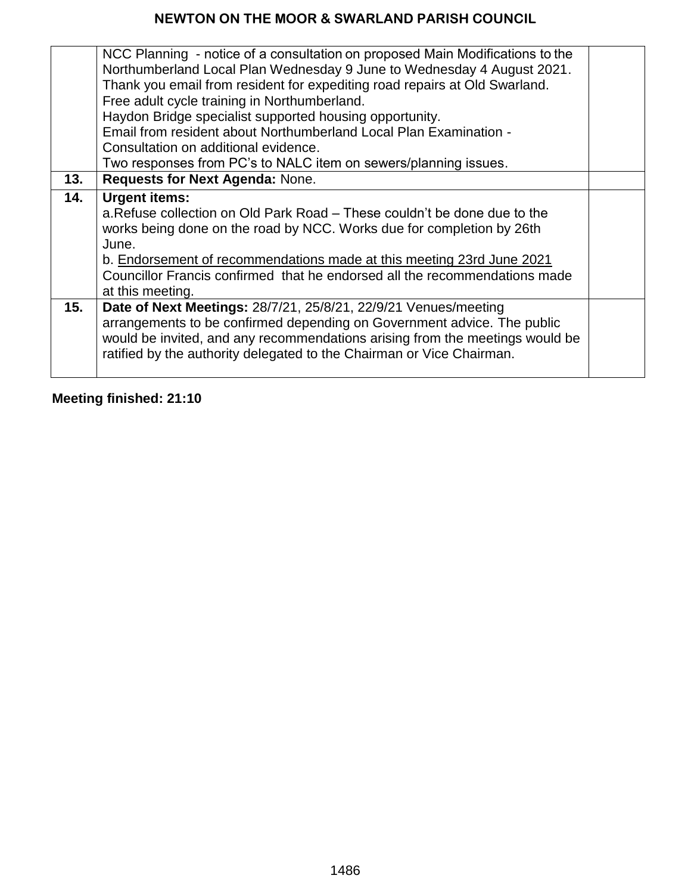| | | |
|---|---|---|
| | NCC Planning - notice of a consultation on proposed Main Modifications to the Northumberland Local Plan Wednesday 9 June to Wednesday 4 August 2021.<br>Thank you email from resident for expediting road repairs at Old Swarland.<br>Free adult cycle training in Northumberland.<br>Haydon Bridge specialist supported housing opportunity.<br>Email from resident about Northumberland Local Plan Examination - Consultation on additional evidence.<br>Two responses from PC's to NALC item on sewers/planning issues. | |
| **13.** | **Requests for Next Agenda:** None. | |
| **14.** | **Urgent items:**<br>a.Refuse collection on Old Park Road – These couldn't be done due to the works being done on the road by NCC. Works due for completion by 26th June.<br>b. Endorsement of recommendations made at this meeting 23rd June 2021<br>Councillor Francis confirmed that he endorsed all the recommendations made at this meeting. | |
| **15.** | **Date of Next Meetings:** 28/7/21, 25/8/21, 22/9/21 Venues/meeting arrangements to be confirmed depending on Government advice. The public would be invited, and any recommendations arising from the meetings would be ratified by the authority delegated to the Chairman or Vice Chairman. | |

**Meeting finished: 21:10**